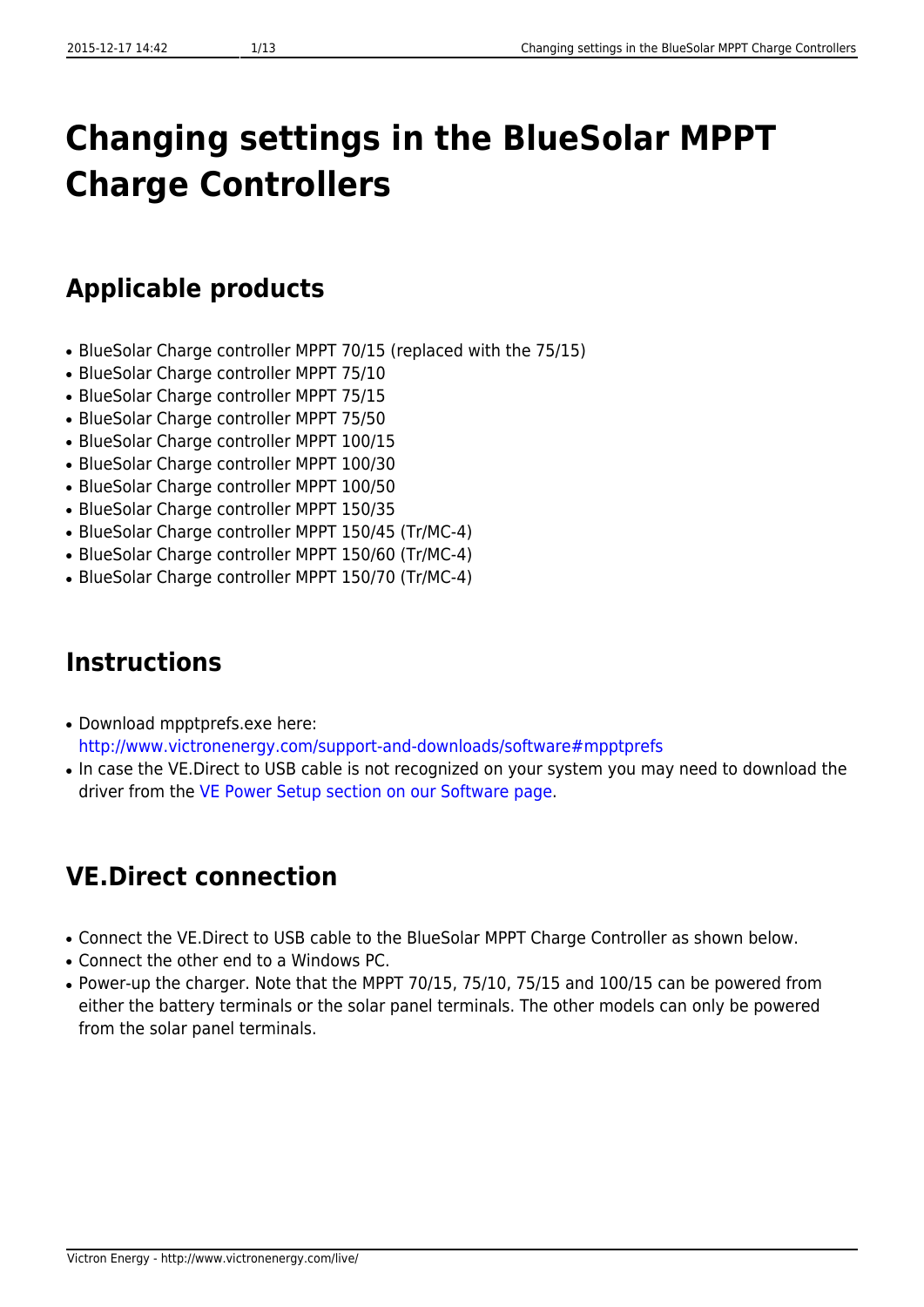# Changing settings in the BlueSolar MPPT Charge Controllers

## Applicable products

- BlueSolar Charge controller MPPT 70/15 (replaced with the 75/15)
- BlueSolar Charge controller MPPT 75/10
- BlueSolar Charge controller MPPT 75/15
- BlueSolar Charge controller MPPT 75/50
- BlueSolar Charge controller MPPT 100/15
- BlueSolar Charge controller MPPT 100/30
- BlueSolar Charge controller MPPT 100/50
- BlueSolar Charge controller MPPT 150/35
- BlueSolar Charge controller MPPT 150/45 (Tr/MC-4)
- BlueSolar Charge controller MPPT 150/60 (Tr/MC-4)
- BlueSolar Charge controller MPPT 150/70 (Tr/MC-4)

## Instructions

- Download mpptprefs.exe here: http://www.victronenergy.com/support-and-downloads/software#mpptprefs
- In case the VE.Direct to USB cable is not recognized on your system you may need to download the driver from the VE Power Setup section on our Software page.

## VE.Direct connection

- Connect the VE.Direct to USB cable to the BlueSolar MPPT Charge Controller as shown below.
- Connect the other end to a Windows PC.
- Power-up the charger. Note that the MPPT 70/15, 75/10, 75/15 and 100/15 can be powered from either the battery terminals or the solar panel terminals. The other models can only be powered from the solar panel terminals.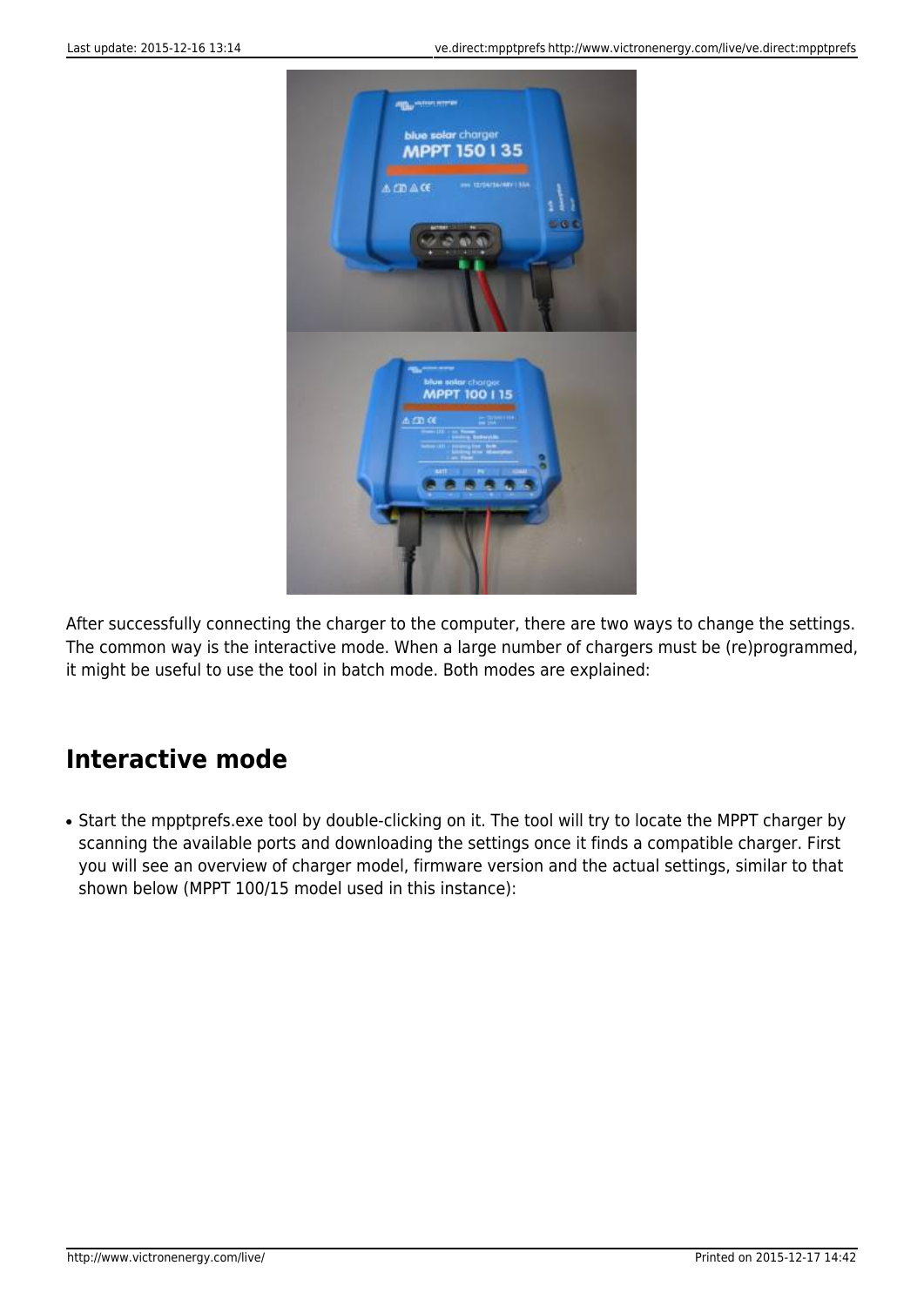After successfully connecting the charger to the computer, there are two ways to change the settings. The common way is the interactive mode. When a large number of chargers must be (re)programmed, it might be useful to use the tool in batch mode. Both modes are explained:

## Interactive mode

- Start the mpptprefs.exe tool by double-clicking on it. The tool will try to locate the MPPT charger by scanning the available ports and downloading the settings once it finds a compatible charger. First you will see an overview of charger model, firmware version and the actual settings, similar to that shown below (MPPT 100/15 model used in this instance):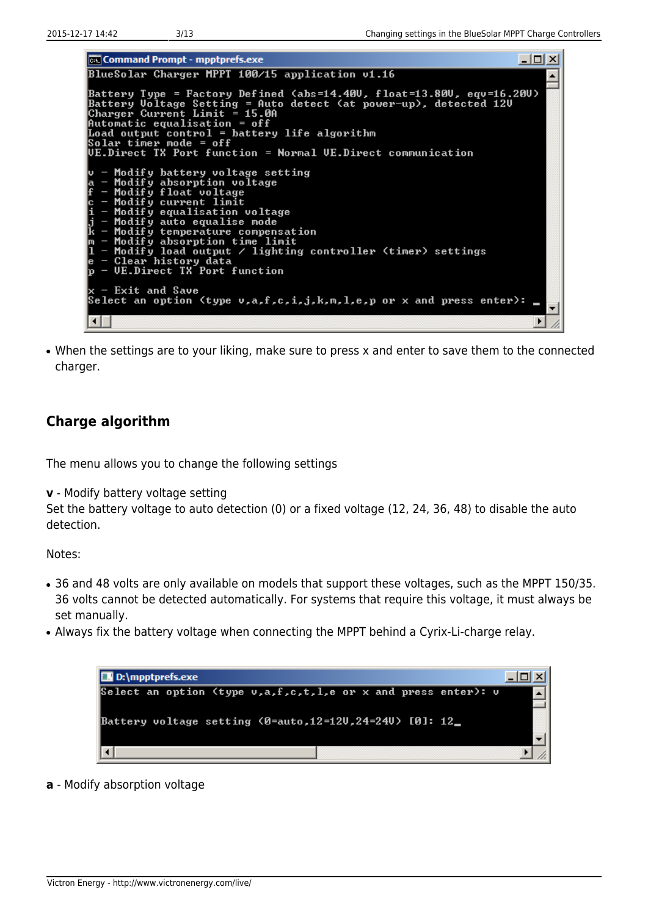```
BlueSolar Charger MPPT 100/15 application v1.16

Battery Type = Factory Defined (abs=14.40V, float=13.80V, eqv=16.20V)
Battery Voltage Setting = Auto detect (at power-up), detected 12V
Charger Current Limit = 15.0A
Automatic equalisation = off
Load output control = battery life algorithm
Solar timer mode = off
VE.Direct TX Port function = Normal VE.Direct communication

v - Modify battery voltage setting
a - Modify absorption voltage
f - Modify float voltage
c - Modify current limit
i - Modify equalisation voltage
j - Modify auto equalise mode
k - Modify temperature compensation
m - Modify absorption time limit
l - Modify load output / lighting controller (timer) settings
e - Clear history data
p - VE.Direct TX Port function

x - Exit and Save
Select an option (type v,a,f,c,i,j,k,m,l,e,p or x and press enter): _
```

- When the settings are to your liking, make sure to press x and enter to save them to the connected charger.

## Charge algorithm

The menu allows you to change the following settings

**v** - Modify battery voltage setting
Set the battery voltage to auto detection (0) or a fixed voltage (12, 24, 36, 48) to disable the auto detection.

Notes:

- 36 and 48 volts are only available on models that support these voltages, such as the MPPT 150/35. 36 volts cannot be detected automatically. For systems that require this voltage, it must always be set manually.
- Always fix the battery voltage when connecting the MPPT behind a Cyrix-Li-charge relay.

```
Select an option (type v,a,f,c,t,l,e or x and press enter): v

Battery voltage setting (0=auto,12=12V,24=24V) [0]: 12_
```

**a** - Modify absorption voltage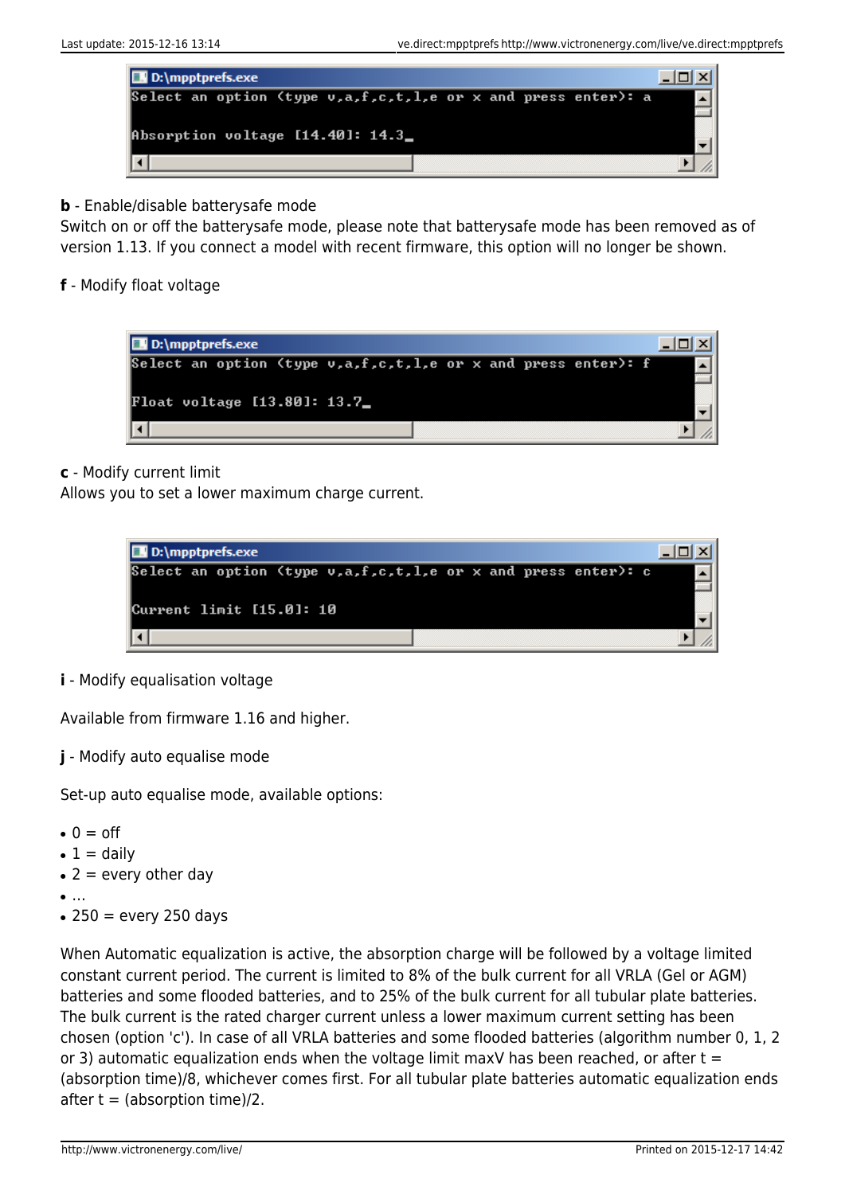```
Select an option (type v,a,f,c,t,l,e or x and press enter): a

Absorption voltage [14.40]: 14.3_
```

**b** - Enable/disable batterysafe mode
Switch on or off the batterysafe mode, please note that batterysafe mode has been removed as of version 1.13. If you connect a model with recent firmware, this option will no longer be shown.

**f** - Modify float voltage

```
Select an option (type v,a,f,c,t,l,e or x and press enter): f

Float voltage [13.80]: 13.7_
```

**c** - Modify current limit
Allows you to set a lower maximum charge current.

```
Select an option (type v,a,f,c,t,l,e or x and press enter): c

Current limit [15.0]: 10
```

**i** - Modify equalisation voltage

Available from firmware 1.16 and higher.

**j** - Modify auto equalise mode

Set-up auto equalise mode, available options:

- 0 = off
- 1 = daily
- 2 = every other day
- …
- 250 = every 250 days

When Automatic equalization is active, the absorption charge will be followed by a voltage limited constant current period. The current is limited to 8% of the bulk current for all VRLA (Gel or AGM) batteries and some flooded batteries, and to 25% of the bulk current for all tubular plate batteries. The bulk current is the rated charger current unless a lower maximum current setting has been chosen (option 'c'). In case of all VRLA batteries and some flooded batteries (algorithm number 0, 1, 2 or 3) automatic equalization ends when the voltage limit maxV has been reached, or after t = (absorption time)/8, whichever comes first. For all tubular plate batteries automatic equalization ends after t = (absorption time)/2.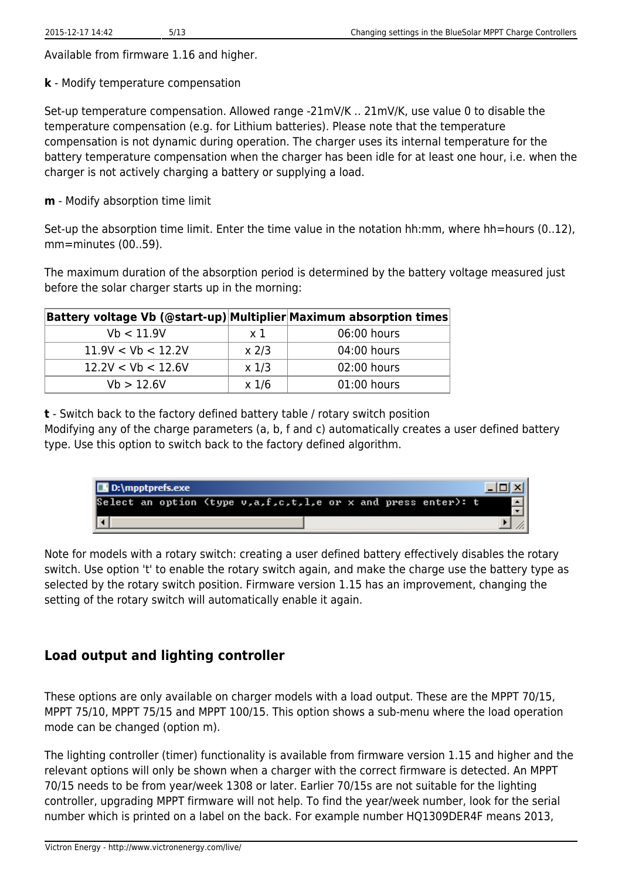Available from firmware 1.16 and higher.

**k** - Modify temperature compensation

Set-up temperature compensation. Allowed range -21mV/K .. 21mV/K, use value 0 to disable the temperature compensation (e.g. for Lithium batteries). Please note that the temperature compensation is not dynamic during operation. The charger uses its internal temperature for the battery temperature compensation when the charger has been idle for at least one hour, i.e. when the charger is not actively charging a battery or supplying a load.

**m** - Modify absorption time limit

Set-up the absorption time limit. Enter the time value in the notation hh:mm, where hh=hours (0..12), mm=minutes (00..59).

The maximum duration of the absorption period is determined by the battery voltage measured just before the solar charger starts up in the morning:

| Battery voltage Vb (@start-up) | Multiplier | Maximum absorption times |
|---|---|---|
| Vb < 11.9V | x 1 | 06:00 hours |
| 11.9V < Vb < 12.2V | x 2/3 | 04:00 hours |
| 12.2V < Vb < 12.6V | x 1/3 | 02:00 hours |
| Vb > 12.6V | x 1/6 | 01:00 hours |

**t** - Switch back to the factory defined battery table / rotary switch position
Modifying any of the charge parameters (a, b, f and c) automatically creates a user defined battery type. Use this option to switch back to the factory defined algorithm.

```
D:\mpptprefs.exe
Select an option (type v,a,f,c,t,l,e or x and press enter): t
```

Note for models with a rotary switch: creating a user defined battery effectively disables the rotary switch. Use option 't' to enable the rotary switch again, and make the charge use the battery type as selected by the rotary switch position. Firmware version 1.15 has an improvement, changing the setting of the rotary switch will automatically enable it again.

## Load output and lighting controller

These options are only available on charger models with a load output. These are the MPPT 70/15, MPPT 75/10, MPPT 75/15 and MPPT 100/15. This option shows a sub-menu where the load operation mode can be changed (option m).

The lighting controller (timer) functionality is available from firmware version 1.15 and higher and the relevant options will only be shown when a charger with the correct firmware is detected. An MPPT 70/15 needs to be from year/week 1308 or later. Earlier 70/15s are not suitable for the lighting controller, upgrading MPPT firmware will not help. To find the year/week number, look for the serial number which is printed on a label on the back. For example number HQ1309DER4F means 2013,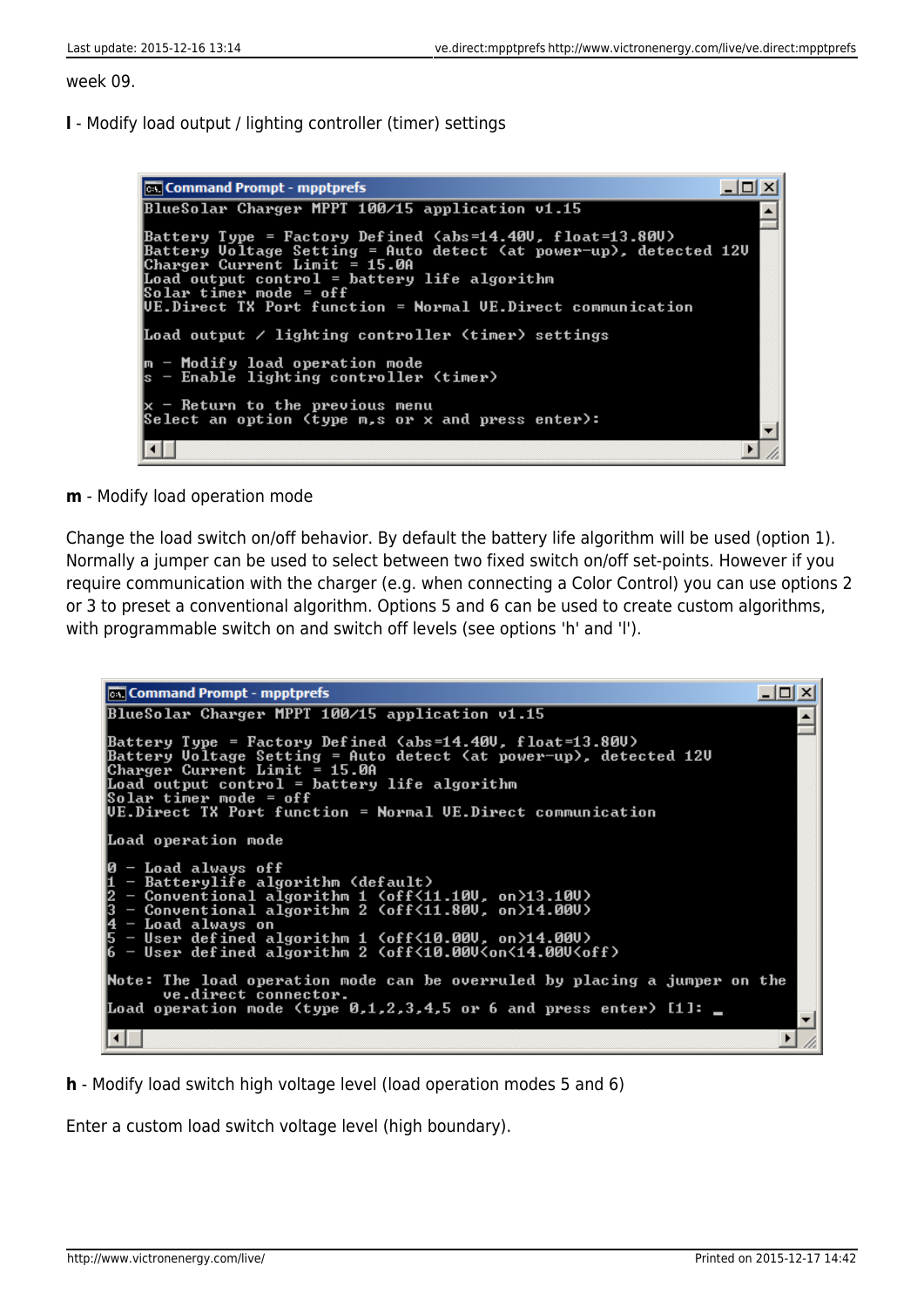week 09.

**l** - Modify load output / lighting controller (timer) settings

```
BlueSolar Charger MPPT 100/15 application v1.15

Battery Type = Factory Defined (abs=14.40V, float=13.80V)
Battery Voltage Setting = Auto detect (at power-up), detected 12V
Charger Current Limit = 15.0A
Load output control = battery life algorithm
Solar timer mode = off
VE.Direct TX Port function = Normal VE.Direct communication

Load output / lighting controller (timer) settings

m - Modify load operation mode
s - Enable lighting controller (timer)

x - Return to the previous menu
Select an option (type m,s or x and press enter):
```

**m** - Modify load operation mode

Change the load switch on/off behavior. By default the battery life algorithm will be used (option 1). Normally a jumper can be used to select between two fixed switch on/off set-points. However if you require communication with the charger (e.g. when connecting a Color Control) you can use options 2 or 3 to preset a conventional algorithm. Options 5 and 6 can be used to create custom algorithms, with programmable switch on and switch off levels (see options 'h' and 'l').

```
BlueSolar Charger MPPT 100/15 application v1.15

Battery Type = Factory Defined (abs=14.40V, float=13.80V)
Battery Voltage Setting = Auto detect (at power-up), detected 12V
Charger Current Limit = 15.0A
Load output control = battery life algorithm
Solar timer mode = off
VE.Direct TX Port function = Normal VE.Direct communication

Load operation mode

0 - Load always off
1 - Batterylife algorithm (default)
2 - Conventional algorithm 1 (off<11.10V, on>13.10V)
3 - Conventional algorithm 2 (off<11.80V, on>14.00V)
4 - Load always on
5 - User defined algorithm 1 (off<10.00V, on>14.00V)
6 - User defined algorithm 2 (off<10.00V<on<14.00V<off)

Note: The load operation mode can be overruled by placing a jumper on the
      ve.direct connector.
Load operation mode (type 0,1,2,3,4,5 or 6 and press enter) [1]: _
```

**h** - Modify load switch high voltage level (load operation modes 5 and 6)

Enter a custom load switch voltage level (high boundary).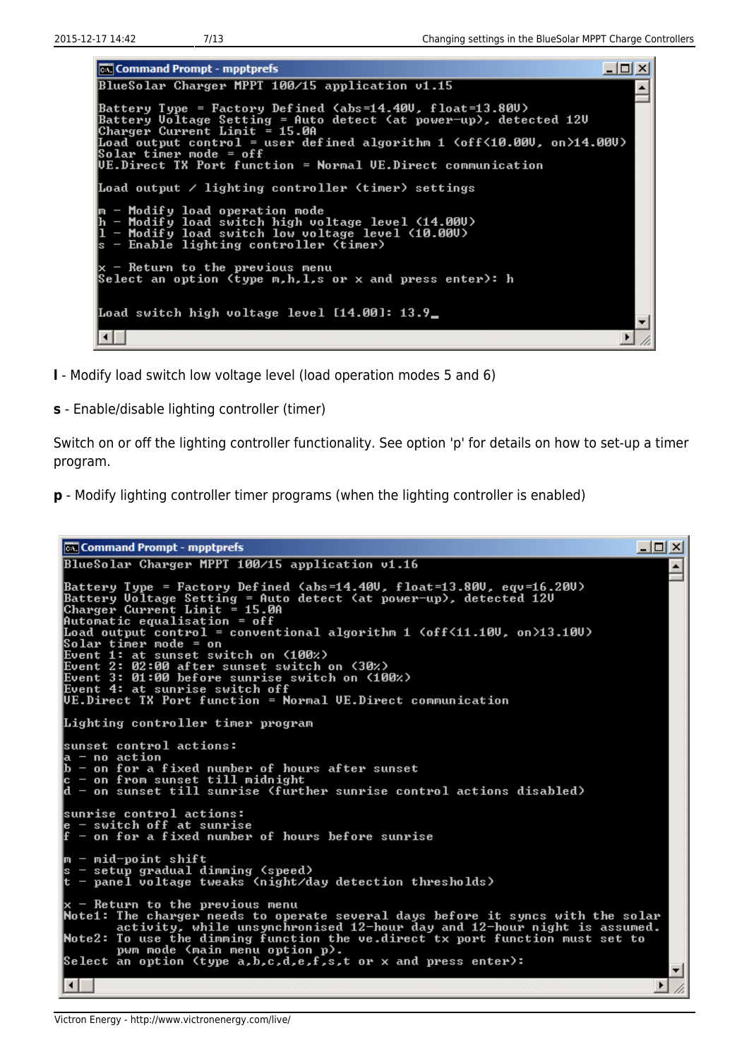```
Command Prompt - mpptprefs
BlueSolar Charger MPPT 100/15 application v1.15

Battery Type = Factory Defined (abs=14.40V, float=13.80V)
Battery Voltage Setting = Auto detect (at power-up), detected 12V
Charger Current Limit = 15.0A
Load output control = user defined algorithm 1 (off<10.00V, on>14.00V)
Solar timer mode = off
VE.Direct TX Port function = Normal VE.Direct communication

Load output / lighting controller (timer) settings

m - Modify load operation mode
h - Modify load switch high voltage level (14.00V)
l - Modify load switch low voltage level (10.00V)
s - Enable lighting controller (timer)

x - Return to the previous menu
Select an option (type m,h,l,s or x and press enter): h


Load switch high voltage level [14.00]: 13.9_
```

**l** - Modify load switch low voltage level (load operation modes 5 and 6)

**s** - Enable/disable lighting controller (timer)

Switch on or off the lighting controller functionality. See option 'p' for details on how to set-up a timer program.

**p** - Modify lighting controller timer programs (when the lighting controller is enabled)

```
Command Prompt - mpptprefs
BlueSolar Charger MPPT 100/15 application v1.16

Battery Type = Factory Defined (abs=14.40V, float=13.80V, eqv=16.20V)
Battery Voltage Setting = Auto detect (at power-up), detected 12V
Charger Current Limit = 15.0A
Automatic equalisation = off
Load output control = conventional algorithm 1 (off<11.10V, on>13.10V)
Solar timer mode = on
Event 1: at sunset switch on (100%)
Event 2: 02:00 after sunset switch on (30%)
Event 3: 01:00 before sunrise switch on (100%)
Event 4: at sunrise switch off
VE.Direct TX Port function = Normal VE.Direct communication

Lighting controller timer program

sunset control actions:
a - no action
b - on for a fixed number of hours after sunset
c - on from sunset till midnight
d - on sunset till sunrise (further sunrise control actions disabled)

sunrise control actions:
e - switch off at sunrise
f - on for a fixed number of hours before sunrise

m - mid-point shift
s - setup gradual dimming (speed)
t - panel voltage tweaks (night/day detection thresholds)

x - Return to the previous menu
Note1: The charger needs to operate several days before it syncs with the solar
       activity, while unsynchronised 12-hour day and 12-hour night is assumed.
Note2: To use the dimming function the ve.direct tx port function must set to
       pwm mode (main menu option p).
Select an option (type a,b,c,d,e,f,s,t or x and press enter):
```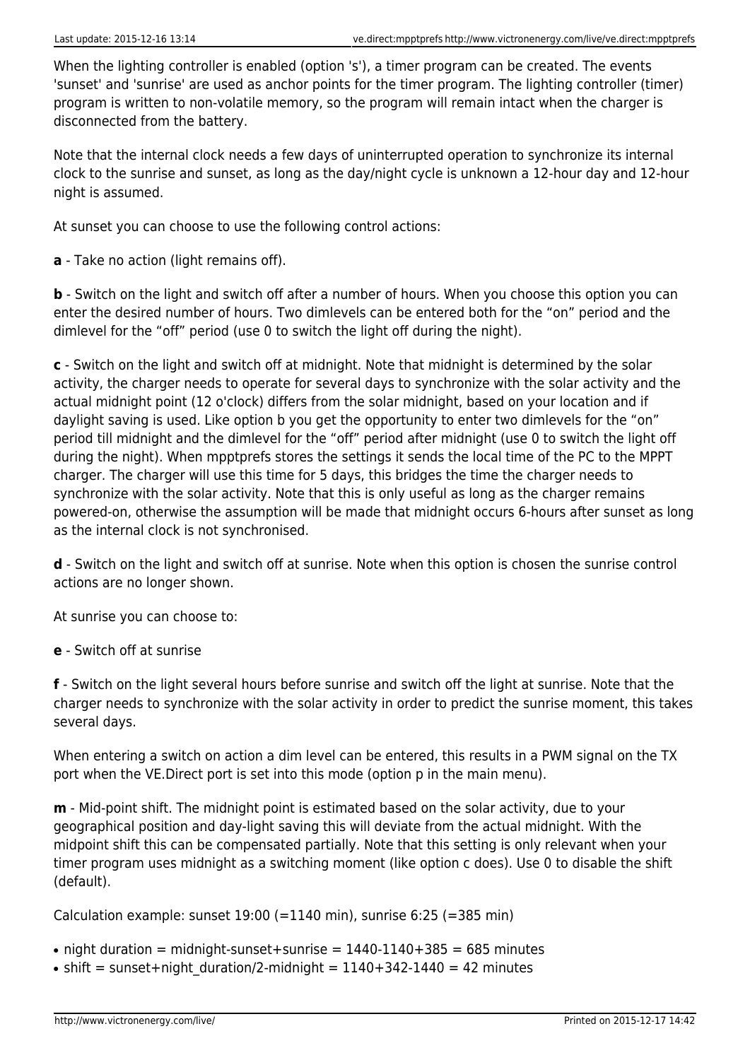When the lighting controller is enabled (option 's'), a timer program can be created. The events 'sunset' and 'sunrise' are used as anchor points for the timer program. The lighting controller (timer) program is written to non-volatile memory, so the program will remain intact when the charger is disconnected from the battery.

Note that the internal clock needs a few days of uninterrupted operation to synchronize its internal clock to the sunrise and sunset, as long as the day/night cycle is unknown a 12-hour day and 12-hour night is assumed.

At sunset you can choose to use the following control actions:

**a** - Take no action (light remains off).

**b** - Switch on the light and switch off after a number of hours. When you choose this option you can enter the desired number of hours. Two dimlevels can be entered both for the “on” period and the dimlevel for the “off” period (use 0 to switch the light off during the night).

**c** - Switch on the light and switch off at midnight. Note that midnight is determined by the solar activity, the charger needs to operate for several days to synchronize with the solar activity and the actual midnight point (12 o'clock) differs from the solar midnight, based on your location and if daylight saving is used. Like option b you get the opportunity to enter two dimlevels for the “on” period till midnight and the dimlevel for the “off” period after midnight (use 0 to switch the light off during the night). When mpptprefs stores the settings it sends the local time of the PC to the MPPT charger. The charger will use this time for 5 days, this bridges the time the charger needs to synchronize with the solar activity. Note that this is only useful as long as the charger remains powered-on, otherwise the assumption will be made that midnight occurs 6-hours after sunset as long as the internal clock is not synchronised.

**d** - Switch on the light and switch off at sunrise. Note when this option is chosen the sunrise control actions are no longer shown.

At sunrise you can choose to:

**e** - Switch off at sunrise

**f** - Switch on the light several hours before sunrise and switch off the light at sunrise. Note that the charger needs to synchronize with the solar activity in order to predict the sunrise moment, this takes several days.

When entering a switch on action a dim level can be entered, this results in a PWM signal on the TX port when the VE.Direct port is set into this mode (option p in the main menu).

**m** - Mid-point shift. The midnight point is estimated based on the solar activity, due to your geographical position and day-light saving this will deviate from the actual midnight. With the midpoint shift this can be compensated partially. Note that this setting is only relevant when your timer program uses midnight as a switching moment (like option c does). Use 0 to disable the shift (default).

Calculation example: sunset 19:00 (=1140 min), sunrise 6:25 (=385 min)

- night duration = midnight-sunset+sunrise = 1440-1140+385 = 685 minutes
- shift = sunset+night_duration/2-midnight = 1140+342-1440 = 42 minutes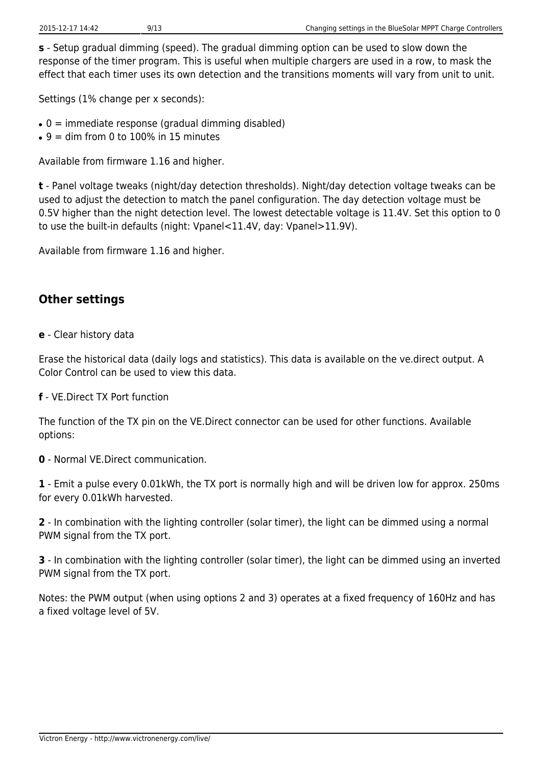**s** - Setup gradual dimming (speed). The gradual dimming option can be used to slow down the response of the timer program. This is useful when multiple chargers are used in a row, to mask the effect that each timer uses its own detection and the transitions moments will vary from unit to unit.

Settings (1% change per x seconds):

- 0 = immediate response (gradual dimming disabled)
- 9 = dim from 0 to 100% in 15 minutes

Available from firmware 1.16 and higher.

**t** - Panel voltage tweaks (night/day detection thresholds). Night/day detection voltage tweaks can be used to adjust the detection to match the panel configuration. The day detection voltage must be 0.5V higher than the night detection level. The lowest detectable voltage is 11.4V. Set this option to 0 to use the built-in defaults (night: Vpanel<11.4V, day: Vpanel>11.9V).

Available from firmware 1.16 and higher.

## Other settings

**e** - Clear history data

Erase the historical data (daily logs and statistics). This data is available on the ve.direct output. A Color Control can be used to view this data.

**f** - VE.Direct TX Port function

The function of the TX pin on the VE.Direct connector can be used for other functions. Available options:

**0** - Normal VE.Direct communication.

**1** - Emit a pulse every 0.01kWh, the TX port is normally high and will be driven low for approx. 250ms for every 0.01kWh harvested.

**2** - In combination with the lighting controller (solar timer), the light can be dimmed using a normal PWM signal from the TX port.

**3** - In combination with the lighting controller (solar timer), the light can be dimmed using an inverted PWM signal from the TX port.

Notes: the PWM output (when using options 2 and 3) operates at a fixed frequency of 160Hz and has a fixed voltage level of 5V.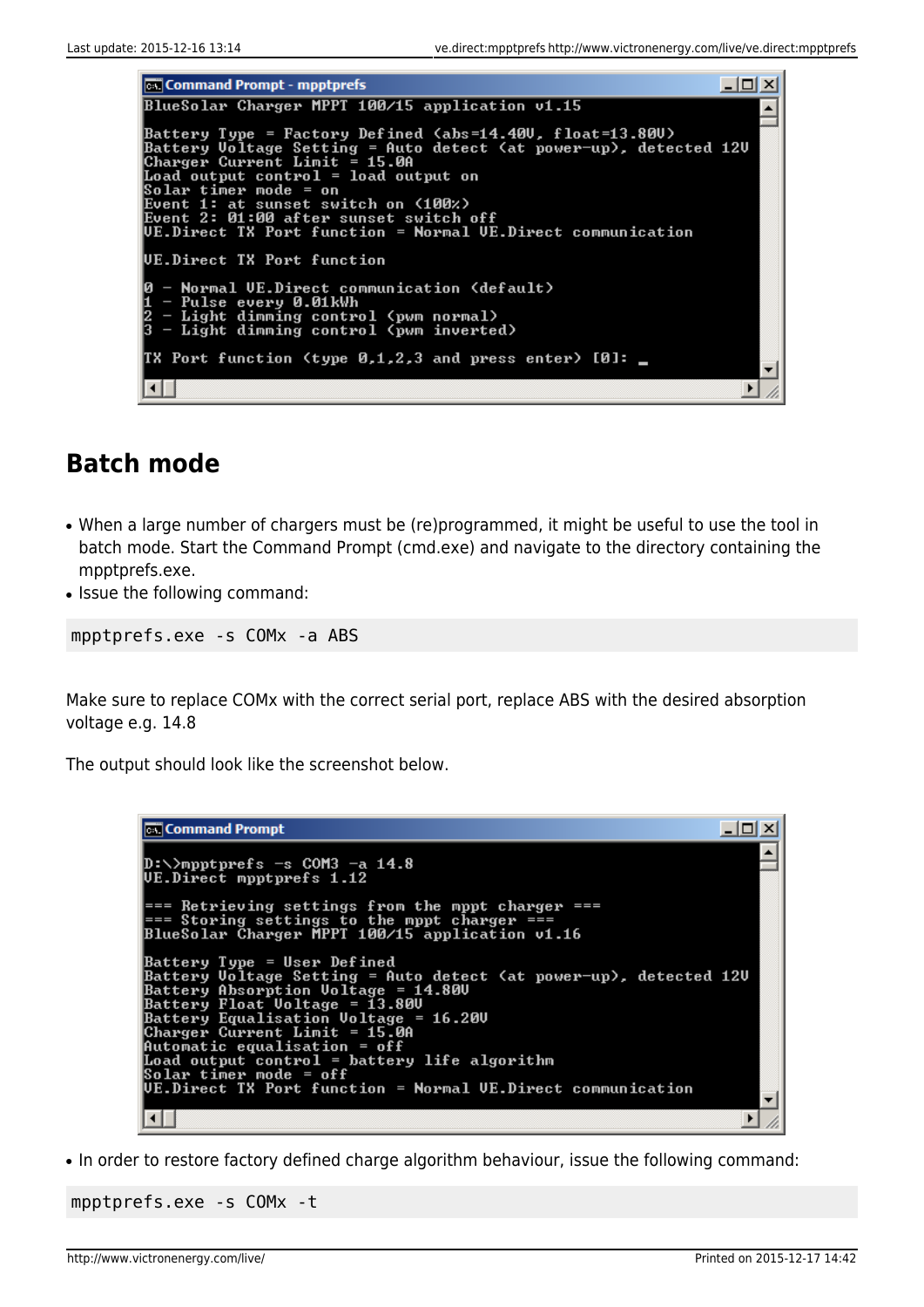```
BlueSolar Charger MPPT 100/15 application v1.15

Battery Type = Factory Defined (abs=14.40V, float=13.80V)
Battery Voltage Setting = Auto detect (at power-up), detected 12V
Charger Current Limit = 15.0A
Load output control = load output on
Solar timer mode = on
Event 1: at sunset switch on (100%)
Event 2: 01:00 after sunset switch off
VE.Direct TX Port function = Normal VE.Direct communication

VE.Direct TX Port function

0 - Normal VE.Direct communication (default)
1 - Pulse every 0.01kWh
2 - Light dimming control (pwm normal)
3 - Light dimming control (pwm inverted)

TX Port function (type 0,1,2,3 and press enter) [0]: _
```

## Batch mode

- When a large number of chargers must be (re)programmed, it might be useful to use the tool in batch mode. Start the Command Prompt (cmd.exe) and navigate to the directory containing the mpptprefs.exe.
- Issue the following command:

```
mpptprefs.exe -s COMx -a ABS
```

Make sure to replace COMx with the correct serial port, replace ABS with the desired absorption voltage e.g. 14.8

The output should look like the screenshot below.

```
D:\>mpptprefs -s COM3 -a 14.8
VE.Direct mpptprefs 1.12

=== Retrieving settings from the mppt charger ===
=== Storing settings to the mppt charger ===
BlueSolar Charger MPPT 100/15 application v1.16

Battery Type = User Defined
Battery Voltage Setting = Auto detect (at power-up), detected 12V
Battery Absorption Voltage = 14.80V
Battery Float Voltage = 13.80V
Battery Equalisation Voltage = 16.20V
Charger Current Limit = 15.0A
Automatic equalisation = off
Load output control = battery life algorithm
Solar timer mode = off
VE.Direct TX Port function = Normal VE.Direct communication
```

- In order to restore factory defined charge algorithm behaviour, issue the following command:

```
mpptprefs.exe -s COMx -t
```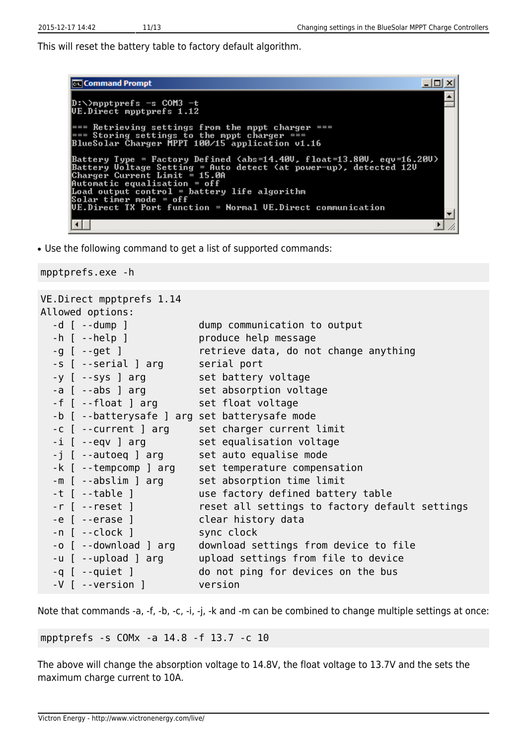This will reset the battery table to factory default algorithm.

```
D:\>mpptprefs -s COM3 -t
VE.Direct mpptprefs 1.12

=== Retrieving settings from the mppt charger ===
=== Storing settings to the mppt charger ===
BlueSolar Charger MPPT 100/15 application v1.16

Battery Type = Factory Defined (abs=14.40V, float=13.80V, eqv=16.20V)
Battery Voltage Setting = Auto detect (at power-up), detected 12V
Charger Current Limit = 15.0A
Automatic equalisation = off
Load output control = battery life algorithm
Solar timer mode = off
VE.Direct TX Port function = Normal VE.Direct communication
```

- Use the following command to get a list of supported commands:

```
mpptprefs.exe -h
```

```
VE.Direct mpptprefs 1.14
Allowed options:
  -d [ --dump ]            dump communication to output
  -h [ --help ]            produce help message
  -g [ --get ]             retrieve data, do not change anything
  -s [ --serial ] arg      serial port
  -y [ --sys ] arg         set battery voltage
  -a [ --abs ] arg         set absorption voltage
  -f [ --float ] arg       set float voltage
  -b [ --batterysafe ] arg set batterysafe mode
  -c [ --current ] arg     set charger current limit
  -i [ --eqv ] arg         set equalisation voltage
  -j [ --autoeq ] arg      set auto equalise mode
  -k [ --tempcomp ] arg    set temperature compensation
  -m [ --abslim ] arg      set absorption time limit
  -t [ --table ]           use factory defined battery table
  -r [ --reset ]           reset all settings to factory default settings
  -e [ --erase ]           clear history data
  -n [ --clock ]           sync clock
  -o [ --download ] arg    download settings from device to file
  -u [ --upload ] arg      upload settings from file to device
  -q [ --quiet ]           do not ping for devices on the bus
  -V [ --version ]         version
```

Note that commands -a, -f, -b, -c, -i, -j, -k and -m can be combined to change multiple settings at once:

```
mpptprefs -s COMx -a 14.8 -f 13.7 -c 10
```

The above will change the absorption voltage to 14.8V, the float voltage to 13.7V and the sets the maximum charge current to 10A.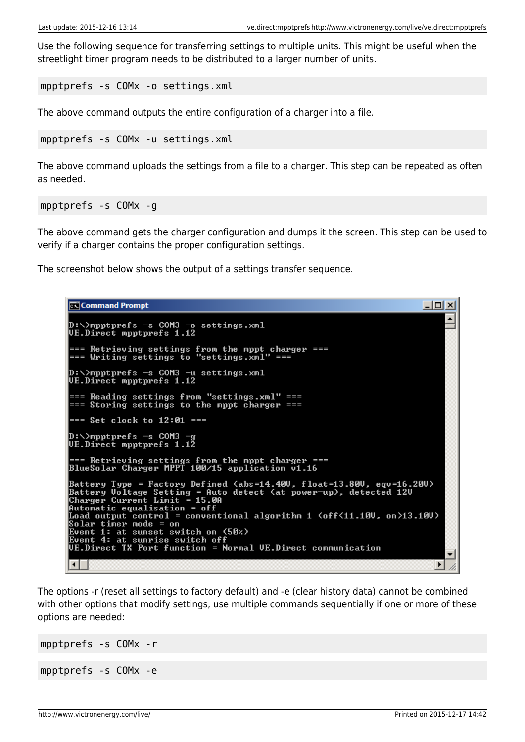Use the following sequence for transferring settings to multiple units. This might be useful when the streetlight timer program needs to be distributed to a larger number of units.

```
mpptprefs -s COMx -o settings.xml
```

The above command outputs the entire configuration of a charger into a file.

```
mpptprefs -s COMx -u settings.xml
```

The above command uploads the settings from a file to a charger. This step can be repeated as often as needed.

```
mpptprefs -s COMx -g
```

The above command gets the charger configuration and dumps it the screen. This step can be used to verify if a charger contains the proper configuration settings.

The screenshot below shows the output of a settings transfer sequence.

```
D:\>mpptprefs -s COM3 -o settings.xml
VE.Direct mpptprefs 1.12

=== Retrieving settings from the mppt charger ===
=== Writing settings to "settings.xml" ===

D:\>mpptprefs -s COM3 -u settings.xml
VE.Direct mpptprefs 1.12

=== Reading settings from "settings.xml" ===
=== Storing settings to the mppt charger ===

=== Set clock to 12:01 ===

D:\>mpptprefs -s COM3 -g
VE.Direct mpptprefs 1.12

=== Retrieving settings from the mppt charger ===
BlueSolar Charger MPPT 100/15 application v1.16

Battery Type = Factory Defined (abs=14.40V, float=13.80V, eqv=16.20V)
Battery Voltage Setting = Auto detect (at power-up), detected 12V
Charger Current Limit = 15.0A
Automatic equalisation = off
Load output control = conventional algorithm 1 (off<11.10V, on>13.10V)
Solar timer mode = on
Event 1: at sunset switch on (50%)
Event 4: at sunrise switch off
VE.Direct TX Port function = Normal VE.Direct communication
```

The options -r (reset all settings to factory default) and -e (clear history data) cannot be combined with other options that modify settings, use multiple commands sequentially if one or more of these options are needed:

```
mpptprefs -s COMx -r
```

```
mpptprefs -s COMx -e
```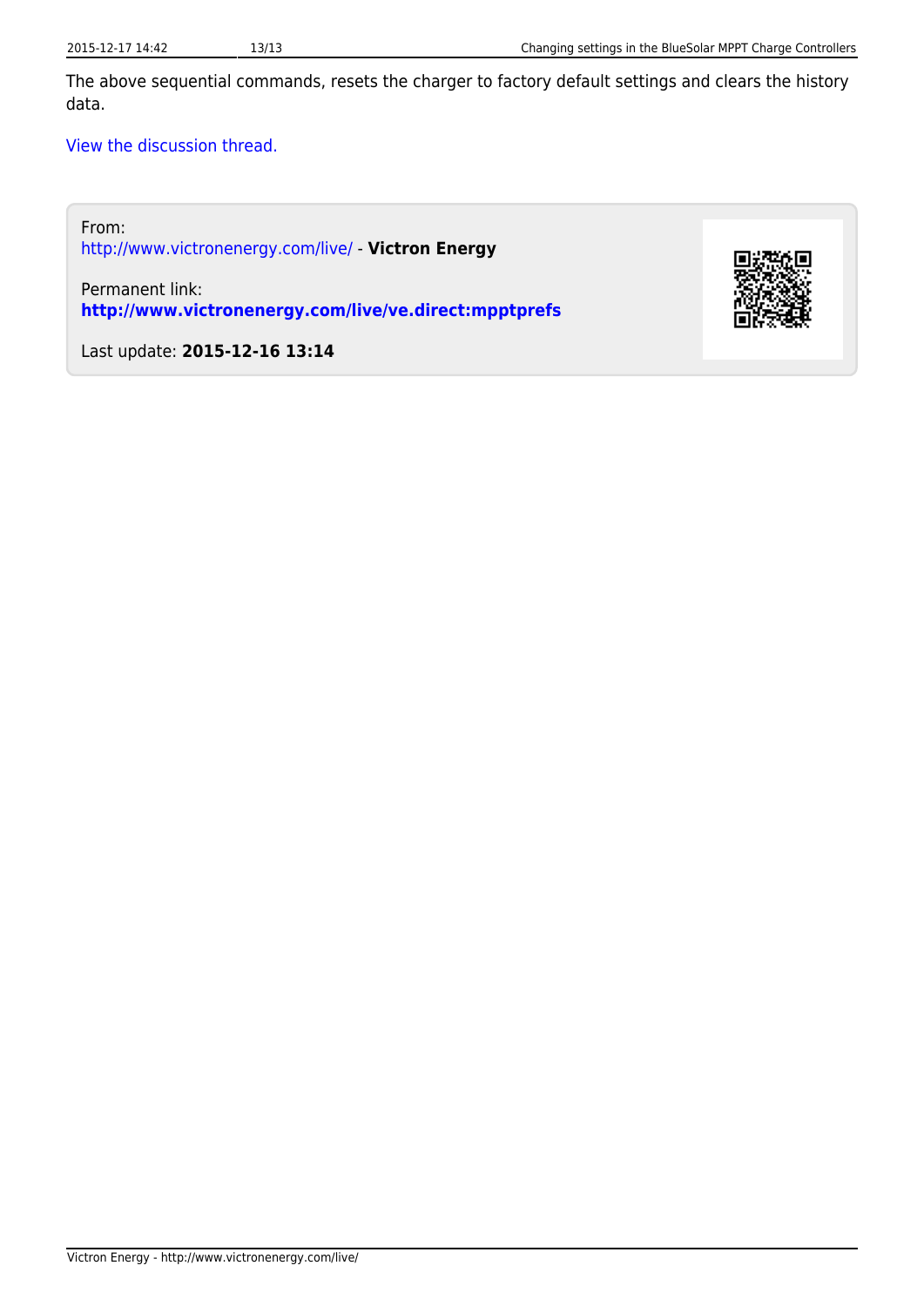The above sequential commands, resets the charger to factory default settings and clears the history data.

View the discussion thread.

From:
http://www.victronenergy.com/live/ - **Victron Energy**

Permanent link:
**http://www.victronenergy.com/live/ve.direct:mpptprefs**

Last update: **2015-12-16 13:14**